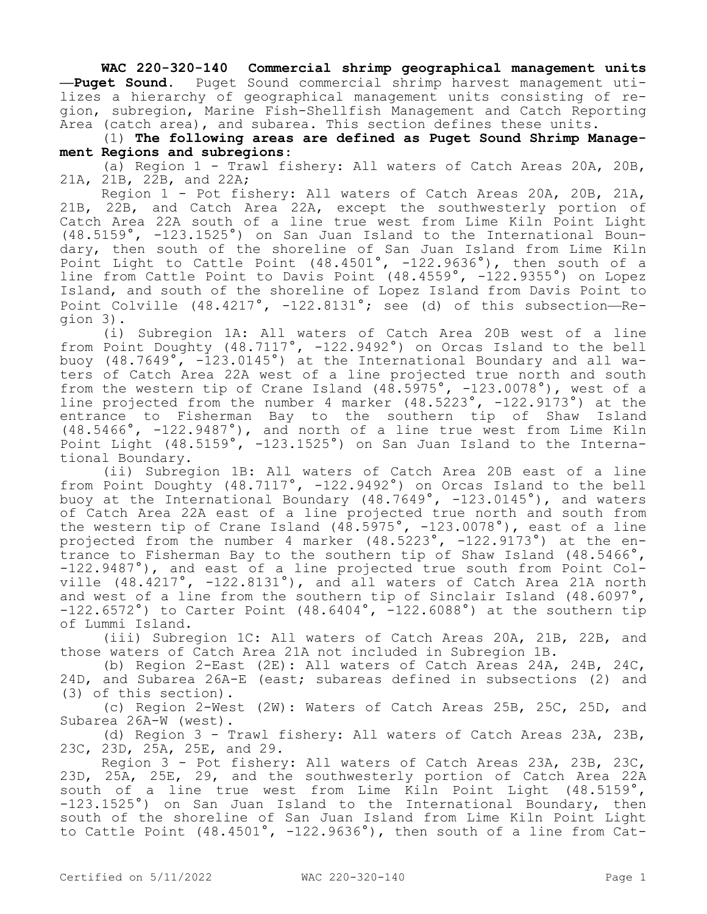**WAC 220-320-140 Commercial shrimp geographical management units—Puget Sound.** Puget Sound commercial shrimp harvest management utilizes a hierarchy of geographical management units consisting of region, subregion, Marine Fish-Shellfish Management and Catch Reporting Area (catch area), and subarea. This section defines these units.

(1) **The following areas are defined as Puget Sound Shrimp Management Regions and subregions:**

(a) Region 1 - Trawl fishery: All waters of Catch Areas 20A, 20B, 21A, 21B, 22B, and 22A;

Region 1 - Pot fishery: All waters of Catch Areas 20A, 20B, 21A, 21B, 22B, and Catch Area 22A, except the southwesterly portion of Catch Area 22A south of a line true west from Lime Kiln Point Light (48.5159°, -123.1525°) on San Juan Island to the International Boundary, then south of the shoreline of San Juan Island from Lime Kiln Point Light to Cattle Point (48.4501°, -122.9636°), then south of a line from Cattle Point to Davis Point (48.4559°, -122.9355°) on Lopez Island, and south of the shoreline of Lopez Island from Davis Point to Point Colville (48.4217°, -122.8131°; see (d) of this subsection—Region 3).

(i) Subregion 1A: All waters of Catch Area 20B west of a line from Point Doughty (48.7117°, -122.9492°) on Orcas Island to the bell buoy (48.7649°, -123.0145°) at the International Boundary and all waters of Catch Area 22A west of a line projected true north and south from the western tip of Crane Island (48.5975°, -123.0078°), west of a line projected from the number 4 marker (48.5223°, -122.9173°) at the entrance to Fisherman Bay to the southern tip of Shaw Island (48.5466°, -122.9487°), and north of a line true west from Lime Kiln Point Light (48.5159°, -123.1525°) on San Juan Island to the International Boundary.

(ii) Subregion 1B: All waters of Catch Area 20B east of a line from Point Doughty (48.7117°, -122.9492°) on Orcas Island to the bell buoy at the International Boundary (48.7649°, -123.0145°), and waters of Catch Area 22A east of a line projected true north and south from the western tip of Crane Island (48.5975°, -123.0078°), east of a line projected from the number 4 marker (48.5223°, -122.9173°) at the entrance to Fisherman Bay to the southern tip of Shaw Island (48.5466°, -122.9487°), and east of a line projected true south from Point Colville (48.4217°, -122.8131°), and all waters of Catch Area 21A north and west of a line from the southern tip of Sinclair Island (48.6097°, -122.6572°) to Carter Point (48.6404°, -122.6088°) at the southern tip of Lummi Island.

(iii) Subregion 1C: All waters of Catch Areas 20A, 21B, 22B, and those waters of Catch Area 21A not included in Subregion 1B.

(b) Region 2-East (2E): All waters of Catch Areas 24A, 24B, 24C, 24D, and Subarea 26A-E (east; subareas defined in subsections (2) and (3) of this section).

(c) Region 2-West (2W): Waters of Catch Areas 25B, 25C, 25D, and Subarea 26A-W (west).

(d) Region 3 - Trawl fishery: All waters of Catch Areas 23A, 23B, 23C, 23D, 25A, 25E, and 29.

Region 3 - Pot fishery: All waters of Catch Areas 23A, 23B, 23C, 23D, 25A, 25E, 29, and the southwesterly portion of Catch Area 22A south of a line true west from Lime Kiln Point Light (48.5159°, -123.1525°) on San Juan Island to the International Boundary, then south of the shoreline of San Juan Island from Lime Kiln Point Light to Cattle Point (48.4501°, -122.9636°), then south of a line from Cat-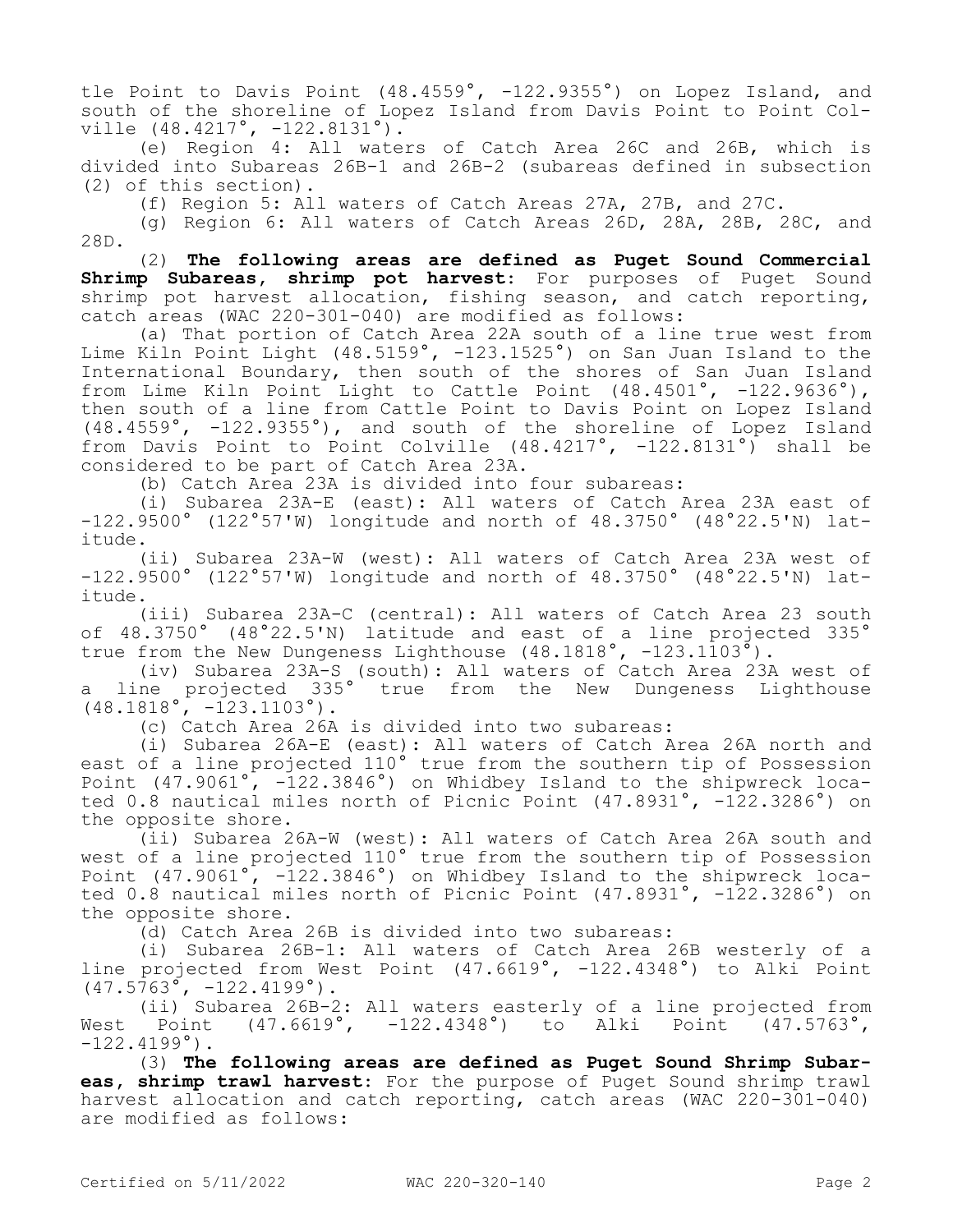tle Point to Davis Point (48.4559°, -122.9355°) on Lopez Island, and south of the shoreline of Lopez Island from Davis Point to Point Colville (48.4217°, -122.8131°).

(e) Region 4: All waters of Catch Area 26C and 26B, which is divided into Subareas 26B-1 and 26B-2 (subareas defined in subsection (2) of this section).

(f) Region 5: All waters of Catch Areas 27A, 27B, and 27C.

(g) Region 6: All waters of Catch Areas 26D, 28A, 28B, 28C, and 28D.

(2) **The following areas are defined as Puget Sound Commercial Shrimp Subareas, shrimp pot harvest:** For purposes of Puget Sound shrimp pot harvest allocation, fishing season, and catch reporting, catch areas (WAC 220-301-040) are modified as follows:

(a) That portion of Catch Area 22A south of a line true west from Lime Kiln Point Light (48.5159°, -123.1525°) on San Juan Island to the International Boundary, then south of the shores of San Juan Island from Lime Kiln Point Light to Cattle Point (48.4501°, -122.9636°), then south of a line from Cattle Point to Davis Point on Lopez Island (48.4559°, -122.9355°), and south of the shoreline of Lopez Island from Davis Point to Point Colville (48.4217°, -122.8131°) shall be considered to be part of Catch Area 23A.

(b) Catch Area 23A is divided into four subareas:

(i) Subarea 23A-E (east): All waters of Catch Area 23A east of -122.9500° (122°57'W) longitude and north of 48.3750° (48°22.5'N) latitude.

(ii) Subarea 23A-W (west): All waters of Catch Area 23A west of -122.9500° (122°57'W) longitude and north of 48.3750° (48°22.5'N) latitude.

(iii) Subarea 23A-C (central): All waters of Catch Area 23 south of 48.3750° (48°22.5'N) latitude and east of a line projected 335° true from the New Dungeness Lighthouse (48.1818°, -123.1103°).

(iv) Subarea 23A-S (south): All waters of Catch Area 23A west of a line projected 335° true from the New Dungeness Lighthouse (48.1818°, -123.1103°).

(c) Catch Area 26A is divided into two subareas:

(i) Subarea 26A-E (east): All waters of Catch Area 26A north and east of a line projected 110° true from the southern tip of Possession Point (47.9061°, -122.3846°) on Whidbey Island to the shipwreck located 0.8 nautical miles north of Picnic Point (47.8931°, -122.3286°) on the opposite shore.

(ii) Subarea 26A-W (west): All waters of Catch Area 26A south and west of a line projected 110° true from the southern tip of Possession Point (47.9061°, -122.3846°) on Whidbey Island to the shipwreck located 0.8 nautical miles north of Picnic Point (47.8931°, -122.3286°) on the opposite shore.

(d) Catch Area 26B is divided into two subareas:

(i) Subarea 26B-1: All waters of Catch Area 26B westerly of a line projected from West Point (47.6619°, -122.4348°) to Alki Point (47.5763°, -122.4199°).

(ii) Subarea 26B-2: All waters easterly of a line projected from West Point (47.6619°, -122.4348°) to Alki Point (47.5763°, -122.4199°).

(3) **The following areas are defined as Puget Sound Shrimp Subareas, shrimp trawl harvest:** For the purpose of Puget Sound shrimp trawl harvest allocation and catch reporting, catch areas (WAC 220-301-040) are modified as follows: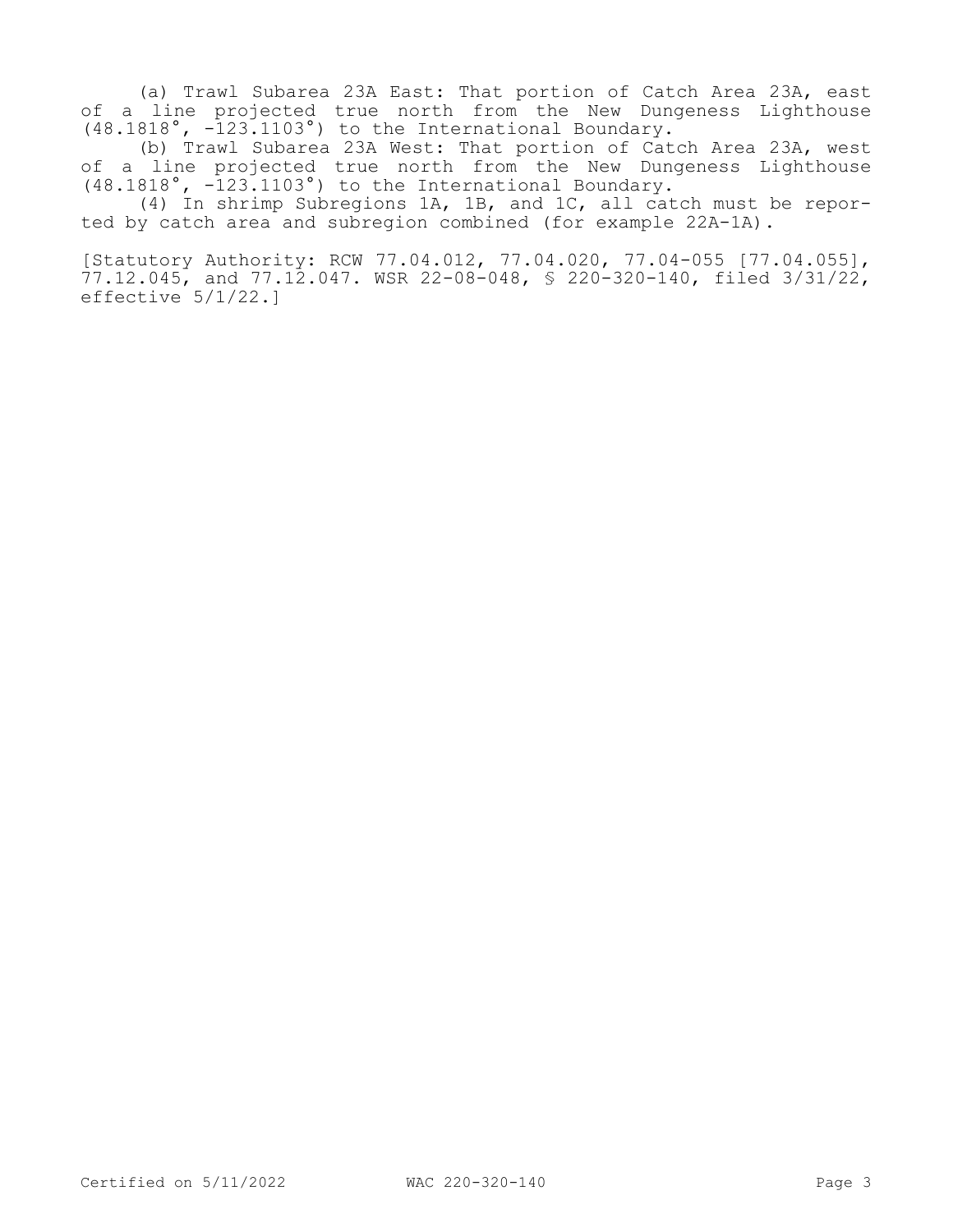(a) Trawl Subarea 23A East: That portion of Catch Area 23A, east of a line projected true north from the New Dungeness Lighthouse (48.1818°, -123.1103°) to the International Boundary.

(b) Trawl Subarea 23A West: That portion of Catch Area 23A, west of a line projected true north from the New Dungeness Lighthouse (48.1818°, -123.1103°) to the International Boundary.

(4) In shrimp Subregions 1A, 1B, and 1C, all catch must be reported by catch area and subregion combined (for example 22A-1A).

[Statutory Authority: RCW 77.04.012, 77.04.020, 77.04-055 [77.04.055], 77.12.045, and 77.12.047. WSR 22-08-048, § 220-320-140, filed 3/31/22, effective 5/1/22.]